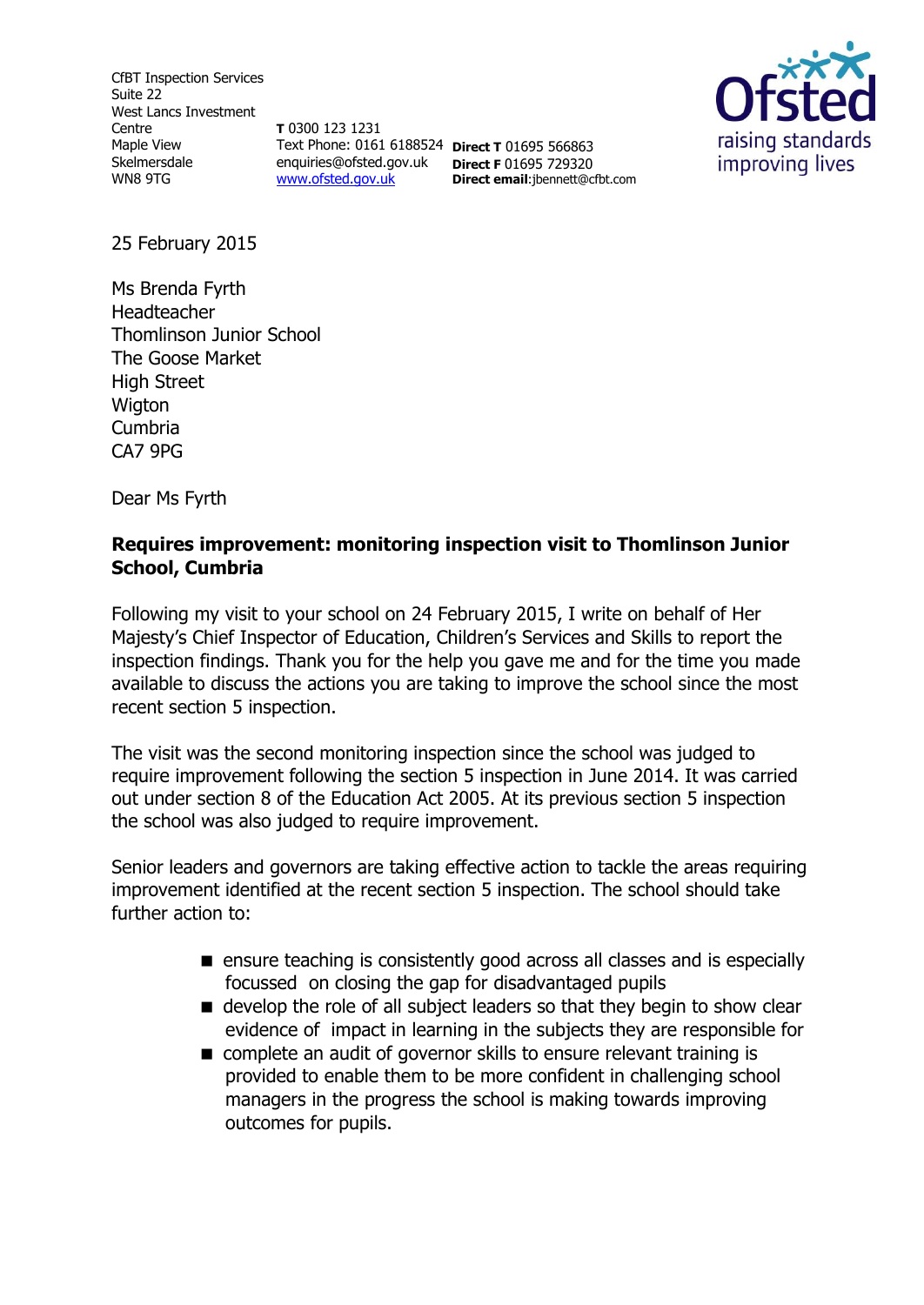CfBT Inspection Services
Suite 22
West Lancs Investment Centre
Maple View
Skelmersdale
WN8 9TG

**T** 0300 123 1231
Text Phone: 0161 6188524
enquiries@ofsted.gov.uk
[www.ofsted.gov.uk](http://www.ofsted.gov.uk)

**Direct T** 01695 566863
**Direct F** 01695 729320
**Direct email**:jbennett@cfbt.com

Ofsted
raising standards
improving lives

25 February 2015

Ms Brenda Fyrth
Headteacher
Thomlinson Junior School
The Goose Market
High Street
Wigton
Cumbria
CA7 9PG

Dear Ms Fyrth

**Requires improvement: monitoring inspection visit to Thomlinson Junior School, Cumbria**

Following my visit to your school on 24 February 2015, I write on behalf of Her Majesty's Chief Inspector of Education, Children's Services and Skills to report the inspection findings. Thank you for the help you gave me and for the time you made available to discuss the actions you are taking to improve the school since the most recent section 5 inspection.

The visit was the second monitoring inspection since the school was judged to require improvement following the section 5 inspection in June 2014. It was carried out under section 8 of the Education Act 2005. At its previous section 5 inspection the school was also judged to require improvement.

Senior leaders and governors are taking effective action to tackle the areas requiring improvement identified at the recent section 5 inspection. The school should take further action to:

- ensure teaching is consistently good across all classes and is especially focussed on closing the gap for disadvantaged pupils
- develop the role of all subject leaders so that they begin to show clear evidence of impact in learning in the subjects they are responsible for
- complete an audit of governor skills to ensure relevant training is provided to enable them to be more confident in challenging school managers in the progress the school is making towards improving outcomes for pupils.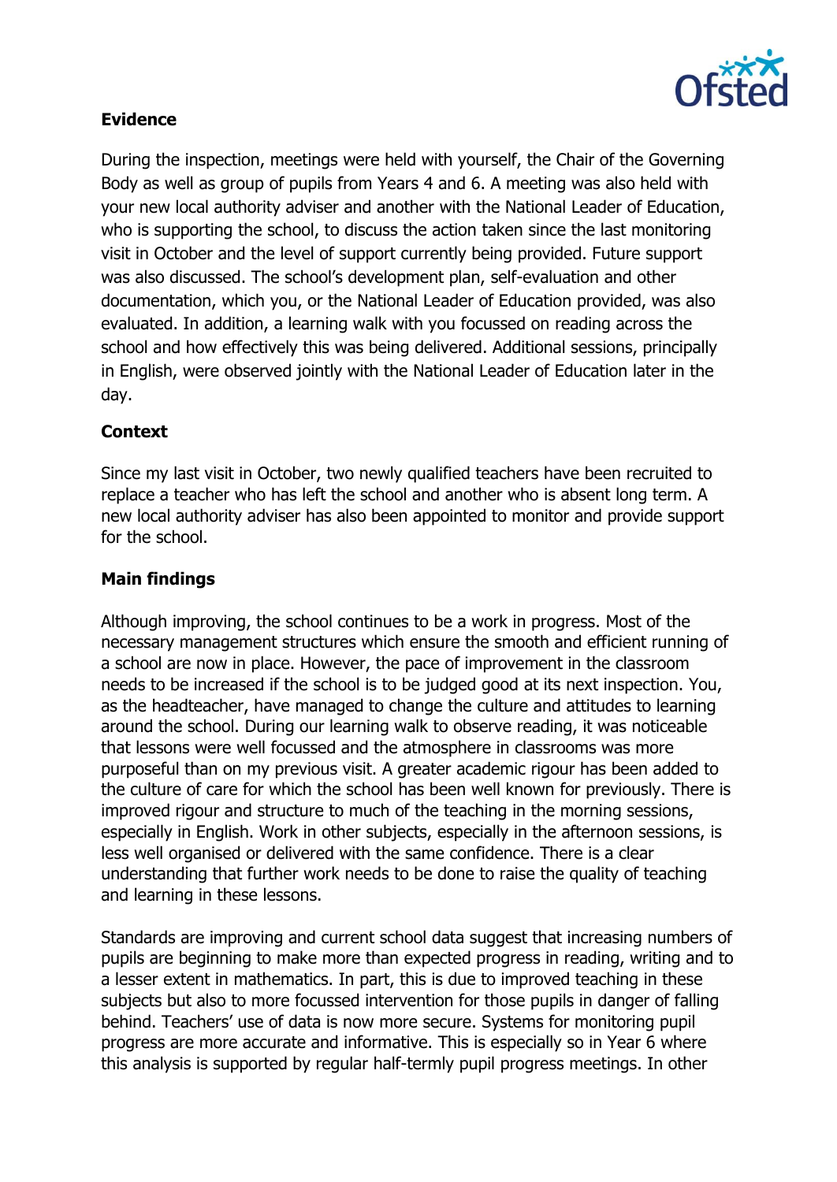## Evidence

During the inspection, meetings were held with yourself, the Chair of the Governing Body as well as group of pupils from Years 4 and 6. A meeting was also held with your new local authority adviser and another with the National Leader of Education, who is supporting the school, to discuss the action taken since the last monitoring visit in October and the level of support currently being provided. Future support was also discussed. The school's development plan, self-evaluation and other documentation, which you, or the National Leader of Education provided, was also evaluated. In addition, a learning walk with you focussed on reading across the school and how effectively this was being delivered. Additional sessions, principally in English, were observed jointly with the National Leader of Education later in the day.

## Context

Since my last visit in October, two newly qualified teachers have been recruited to replace a teacher who has left the school and another who is absent long term. A new local authority adviser has also been appointed to monitor and provide support for the school.

## Main findings

Although improving, the school continues to be a work in progress. Most of the necessary management structures which ensure the smooth and efficient running of a school are now in place. However, the pace of improvement in the classroom needs to be increased if the school is to be judged good at its next inspection. You, as the headteacher, have managed to change the culture and attitudes to learning around the school. During our learning walk to observe reading, it was noticeable that lessons were well focussed and the atmosphere in classrooms was more purposeful than on my previous visit. A greater academic rigour has been added to the culture of care for which the school has been well known for previously. There is improved rigour and structure to much of the teaching in the morning sessions, especially in English. Work in other subjects, especially in the afternoon sessions, is less well organised or delivered with the same confidence. There is a clear understanding that further work needs to be done to raise the quality of teaching and learning in these lessons.

Standards are improving and current school data suggest that increasing numbers of pupils are beginning to make more than expected progress in reading, writing and to a lesser extent in mathematics. In part, this is due to improved teaching in these subjects but also to more focussed intervention for those pupils in danger of falling behind. Teachers' use of data is now more secure. Systems for monitoring pupil progress are more accurate and informative. This is especially so in Year 6 where this analysis is supported by regular half-termly pupil progress meetings. In other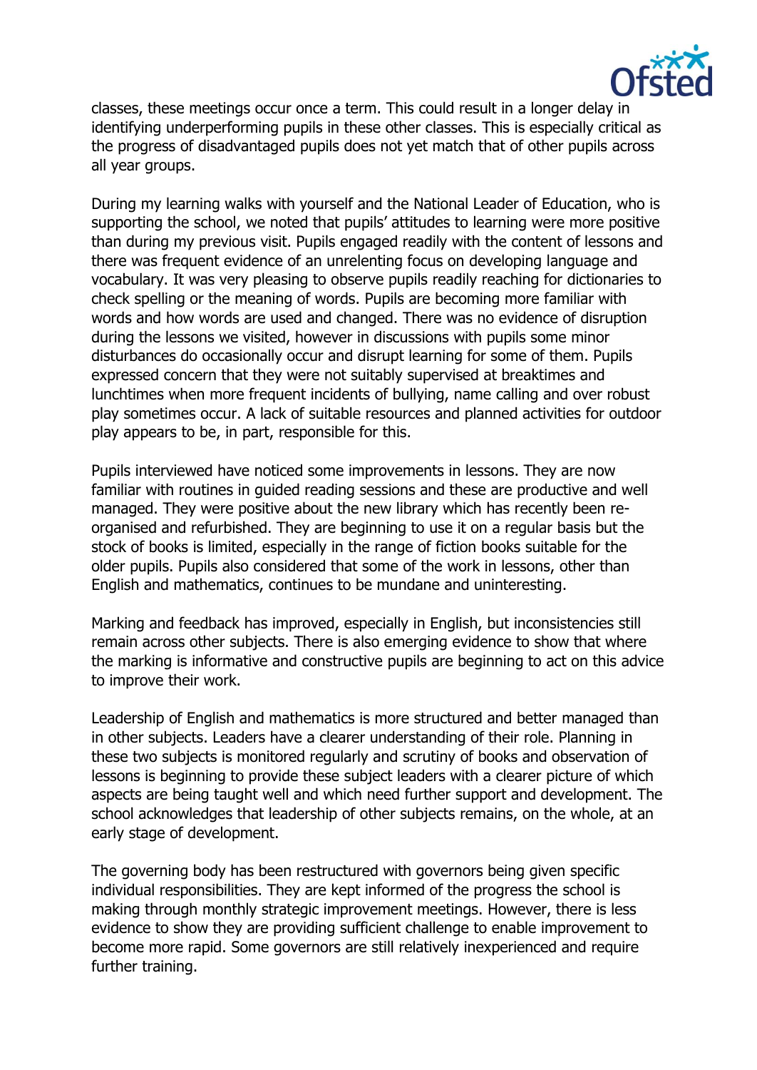classes, these meetings occur once a term. This could result in a longer delay in identifying underperforming pupils in these other classes. This is especially critical as the progress of disadvantaged pupils does not yet match that of other pupils across all year groups.

During my learning walks with yourself and the National Leader of Education, who is supporting the school, we noted that pupils' attitudes to learning were more positive than during my previous visit. Pupils engaged readily with the content of lessons and there was frequent evidence of an unrelenting focus on developing language and vocabulary. It was very pleasing to observe pupils readily reaching for dictionaries to check spelling or the meaning of words. Pupils are becoming more familiar with words and how words are used and changed. There was no evidence of disruption during the lessons we visited, however in discussions with pupils some minor disturbances do occasionally occur and disrupt learning for some of them. Pupils expressed concern that they were not suitably supervised at breaktimes and lunchtimes when more frequent incidents of bullying, name calling and over robust play sometimes occur. A lack of suitable resources and planned activities for outdoor play appears to be, in part, responsible for this.

Pupils interviewed have noticed some improvements in lessons. They are now familiar with routines in guided reading sessions and these are productive and well managed. They were positive about the new library which has recently been re-organised and refurbished. They are beginning to use it on a regular basis but the stock of books is limited, especially in the range of fiction books suitable for the older pupils. Pupils also considered that some of the work in lessons, other than English and mathematics, continues to be mundane and uninteresting.

Marking and feedback has improved, especially in English, but inconsistencies still remain across other subjects. There is also emerging evidence to show that where the marking is informative and constructive pupils are beginning to act on this advice to improve their work.

Leadership of English and mathematics is more structured and better managed than in other subjects. Leaders have a clearer understanding of their role. Planning in these two subjects is monitored regularly and scrutiny of books and observation of lessons is beginning to provide these subject leaders with a clearer picture of which aspects are being taught well and which need further support and development. The school acknowledges that leadership of other subjects remains, on the whole, at an early stage of development.

The governing body has been restructured with governors being given specific individual responsibilities. They are kept informed of the progress the school is making through monthly strategic improvement meetings. However, there is less evidence to show they are providing sufficient challenge to enable improvement to become more rapid. Some governors are still relatively inexperienced and require further training.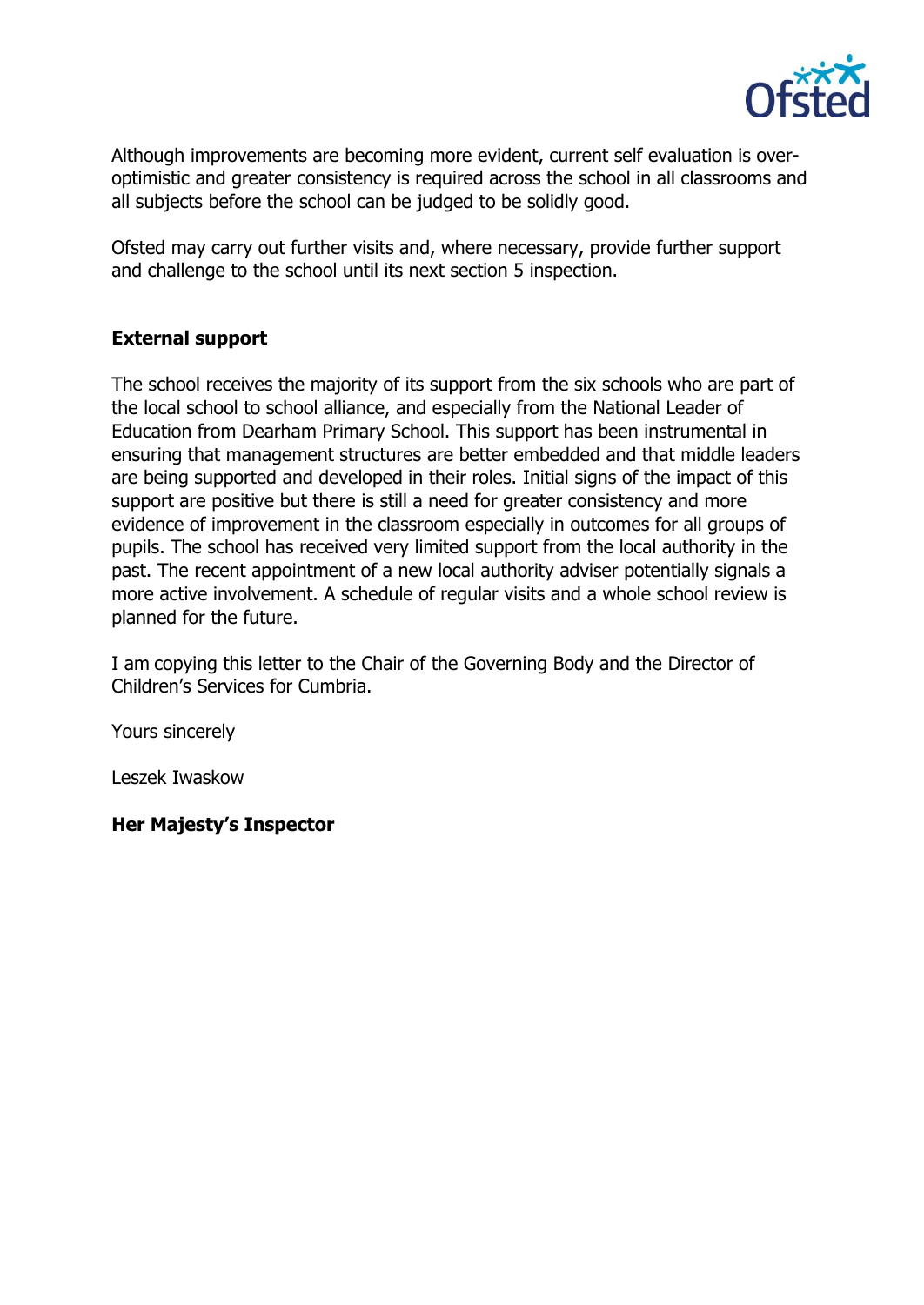Although improvements are becoming more evident, current self evaluation is over-optimistic and greater consistency is required across the school in all classrooms and all subjects before the school can be judged to be solidly good.

Ofsted may carry out further visits and, where necessary, provide further support and challenge to the school until its next section 5 inspection.

**External support**

The school receives the majority of its support from the six schools who are part of the local school to school alliance, and especially from the National Leader of Education from Dearham Primary School. This support has been instrumental in ensuring that management structures are better embedded and that middle leaders are being supported and developed in their roles. Initial signs of the impact of this support are positive but there is still a need for greater consistency and more evidence of improvement in the classroom especially in outcomes for all groups of pupils. The school has received very limited support from the local authority in the past. The recent appointment of a new local authority adviser potentially signals a more active involvement. A schedule of regular visits and a whole school review is planned for the future.

I am copying this letter to the Chair of the Governing Body and the Director of Children's Services for Cumbria.

Yours sincerely

Leszek Iwaskow

**Her Majesty's Inspector**